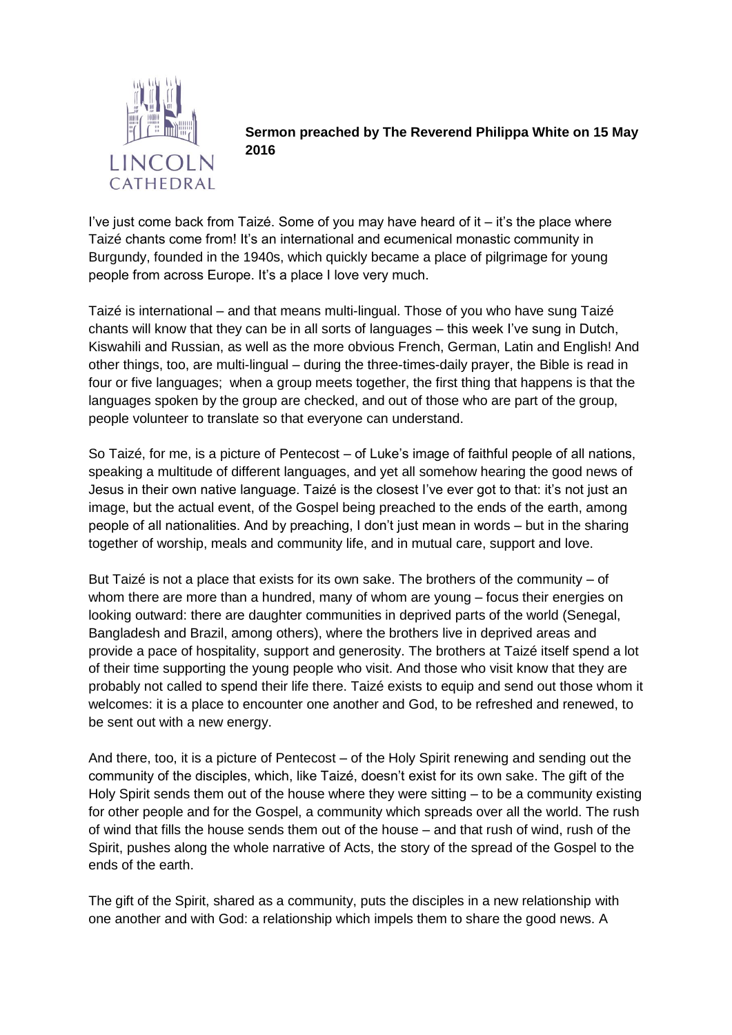LINCOLN CATHEDRAL

**Sermon preached by The Reverend Philippa White on 15 May 2016**

I've just come back from Taizé. Some of you may have heard of it – it's the place where Taizé chants come from! It's an international and ecumenical monastic community in Burgundy, founded in the 1940s, which quickly became a place of pilgrimage for young people from across Europe. It's a place I love very much.

Taizé is international – and that means multi-lingual. Those of you who have sung Taizé chants will know that they can be in all sorts of languages – this week I've sung in Dutch, Kiswahili and Russian, as well as the more obvious French, German, Latin and English! And other things, too, are multi-lingual – during the three-times-daily prayer, the Bible is read in four or five languages; when a group meets together, the first thing that happens is that the languages spoken by the group are checked, and out of those who are part of the group, people volunteer to translate so that everyone can understand.

So Taizé, for me, is a picture of Pentecost – of Luke's image of faithful people of all nations, speaking a multitude of different languages, and yet all somehow hearing the good news of Jesus in their own native language. Taizé is the closest I've ever got to that: it's not just an image, but the actual event, of the Gospel being preached to the ends of the earth, among people of all nationalities. And by preaching, I don't just mean in words – but in the sharing together of worship, meals and community life, and in mutual care, support and love.

But Taizé is not a place that exists for its own sake. The brothers of the community – of whom there are more than a hundred, many of whom are young – focus their energies on looking outward: there are daughter communities in deprived parts of the world (Senegal, Bangladesh and Brazil, among others), where the brothers live in deprived areas and provide a pace of hospitality, support and generosity. The brothers at Taizé itself spend a lot of their time supporting the young people who visit. And those who visit know that they are probably not called to spend their life there. Taizé exists to equip and send out those whom it welcomes: it is a place to encounter one another and God, to be refreshed and renewed, to be sent out with a new energy.

And there, too, it is a picture of Pentecost – of the Holy Spirit renewing and sending out the community of the disciples, which, like Taizé, doesn't exist for its own sake. The gift of the Holy Spirit sends them out of the house where they were sitting – to be a community existing for other people and for the Gospel, a community which spreads over all the world. The rush of wind that fills the house sends them out of the house – and that rush of wind, rush of the Spirit, pushes along the whole narrative of Acts, the story of the spread of the Gospel to the ends of the earth.

The gift of the Spirit, shared as a community, puts the disciples in a new relationship with one another and with God: a relationship which impels them to share the good news. A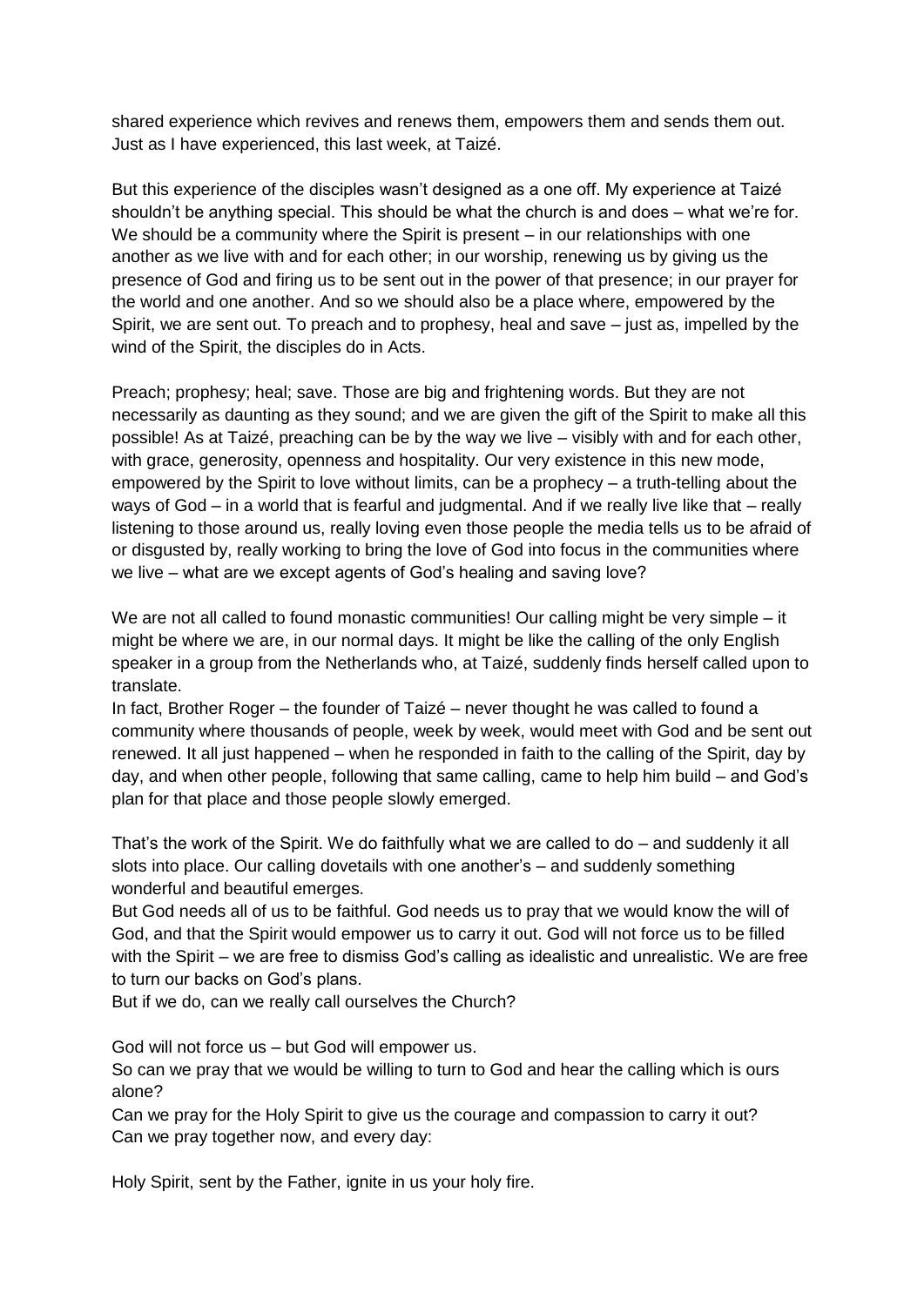shared experience which revives and renews them, empowers them and sends them out. Just as I have experienced, this last week, at Taizé.

But this experience of the disciples wasn't designed as a one off. My experience at Taizé shouldn't be anything special. This should be what the church is and does – what we're for. We should be a community where the Spirit is present – in our relationships with one another as we live with and for each other; in our worship, renewing us by giving us the presence of God and firing us to be sent out in the power of that presence; in our prayer for the world and one another. And so we should also be a place where, empowered by the Spirit, we are sent out. To preach and to prophesy, heal and save – just as, impelled by the wind of the Spirit, the disciples do in Acts.

Preach; prophesy; heal; save. Those are big and frightening words. But they are not necessarily as daunting as they sound; and we are given the gift of the Spirit to make all this possible! As at Taizé, preaching can be by the way we live – visibly with and for each other, with grace, generosity, openness and hospitality. Our very existence in this new mode, empowered by the Spirit to love without limits, can be a prophecy – a truth-telling about the ways of God – in a world that is fearful and judgmental. And if we really live like that – really listening to those around us, really loving even those people the media tells us to be afraid of or disgusted by, really working to bring the love of God into focus in the communities where we live – what are we except agents of God's healing and saving love?

We are not all called to found monastic communities! Our calling might be very simple – it might be where we are, in our normal days. It might be like the calling of the only English speaker in a group from the Netherlands who, at Taizé, suddenly finds herself called upon to translate.
In fact, Brother Roger – the founder of Taizé – never thought he was called to found a community where thousands of people, week by week, would meet with God and be sent out renewed. It all just happened – when he responded in faith to the calling of the Spirit, day by day, and when other people, following that same calling, came to help him build – and God's plan for that place and those people slowly emerged.

That's the work of the Spirit. We do faithfully what we are called to do – and suddenly it all slots into place. Our calling dovetails with one another's – and suddenly something wonderful and beautiful emerges.
But God needs all of us to be faithful. God needs us to pray that we would know the will of God, and that the Spirit would empower us to carry it out. God will not force us to be filled with the Spirit – we are free to dismiss God's calling as idealistic and unrealistic. We are free to turn our backs on God's plans.
But if we do, can we really call ourselves the Church?

God will not force us – but God will empower us.
So can we pray that we would be willing to turn to God and hear the calling which is ours alone?
Can we pray for the Holy Spirit to give us the courage and compassion to carry it out?
Can we pray together now, and every day:

Holy Spirit, sent by the Father, ignite in us your holy fire.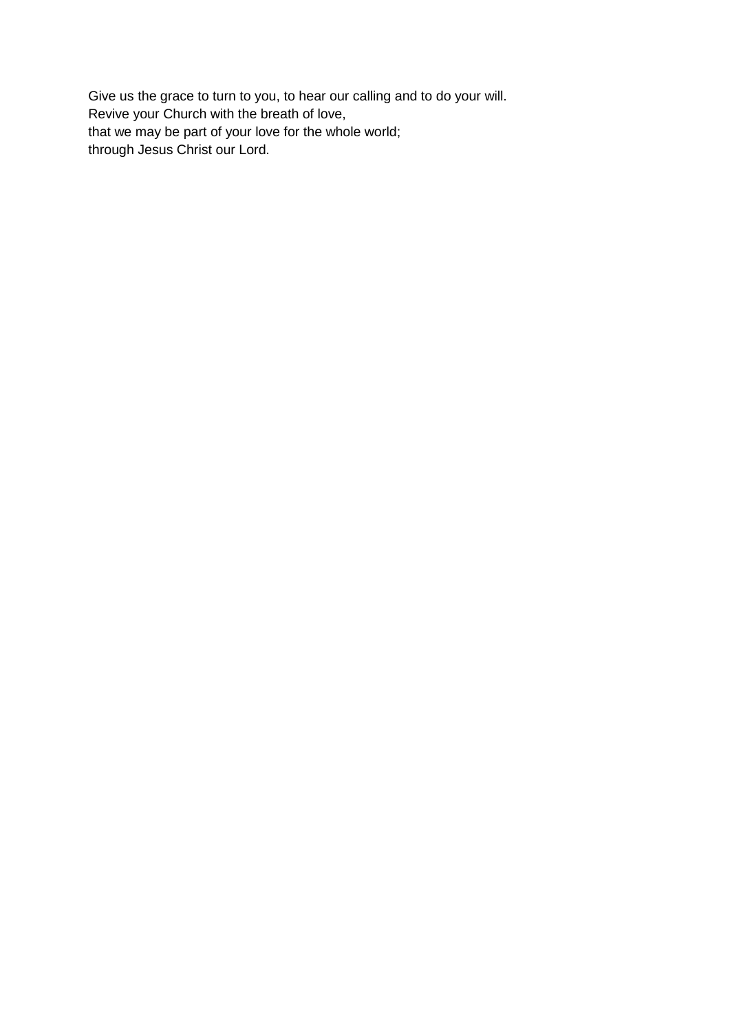Give us the grace to turn to you, to hear our calling and to do your will.
Revive your Church with the breath of love,
that we may be part of your love for the whole world;
through Jesus Christ our Lord.